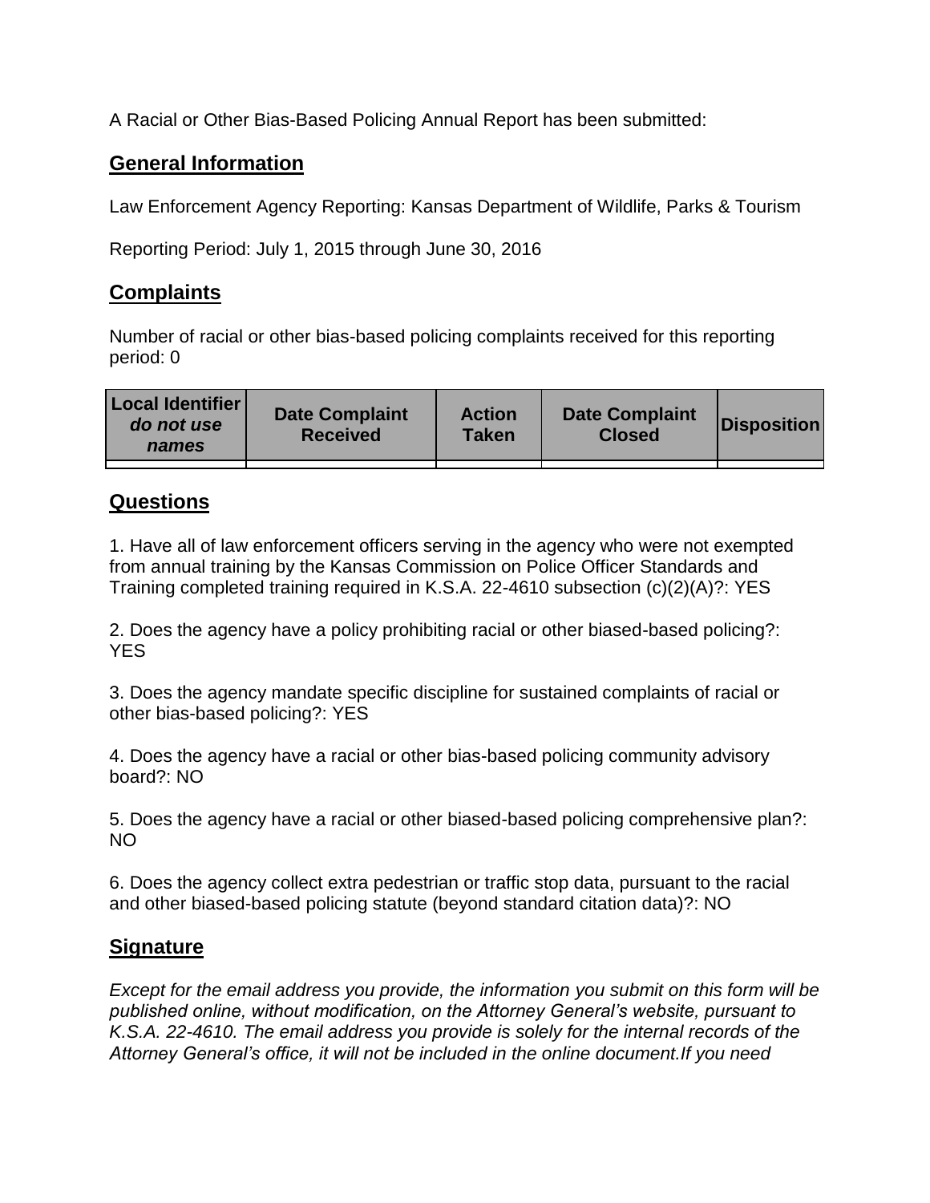A Racial or Other Bias-Based Policing Annual Report has been submitted:

## General Information

Law Enforcement Agency Reporting: Kansas Department of Wildlife, Parks & Tourism

Reporting Period: July 1, 2015 through June 30, 2016

## Complaints

Number of racial or other bias-based policing complaints received for this reporting period: 0

| Local Identifier *do not use names* | Date Complaint Received | Action Taken | Date Complaint Closed | Disposition |
| --- | --- | --- | --- | --- |
| | | | | |

## Questions

1. Have all of law enforcement officers serving in the agency who were not exempted from annual training by the Kansas Commission on Police Officer Standards and Training completed training required in K.S.A. 22-4610 subsection (c)(2)(A)?: YES

2. Does the agency have a policy prohibiting racial or other biased-based policing?: YES

3. Does the agency mandate specific discipline for sustained complaints of racial or other bias-based policing?: YES

4. Does the agency have a racial or other bias-based policing community advisory board?: NO

5. Does the agency have a racial or other biased-based policing comprehensive plan?: NO

6. Does the agency collect extra pedestrian or traffic stop data, pursuant to the racial and other biased-based policing statute (beyond standard citation data)?: NO

## Signature

*Except for the email address you provide, the information you submit on this form will be published online, without modification, on the Attorney General's website, pursuant to K.S.A. 22-4610. The email address you provide is solely for the internal records of the Attorney General's office, it will not be included in the online document.If you need*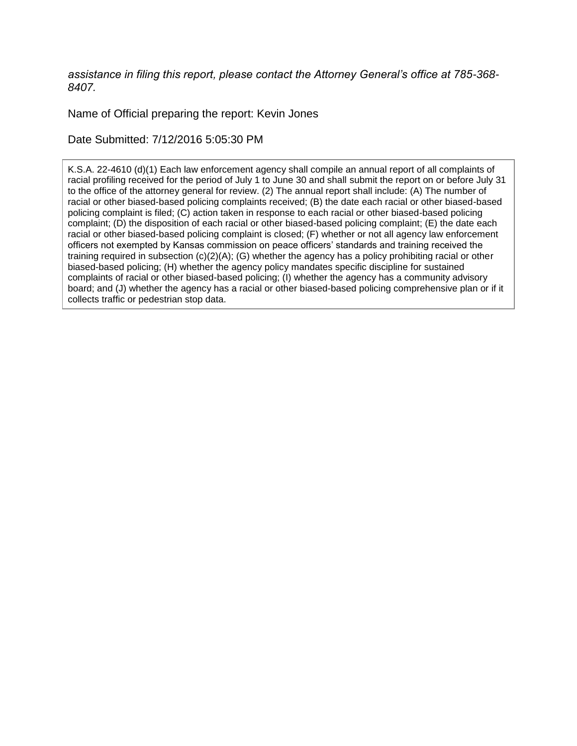*assistance in filing this report, please contact the Attorney General's office at 785-368-8407.*

Name of Official preparing the report: Kevin Jones

Date Submitted: 7/12/2016 5:05:30 PM

K.S.A. 22-4610 (d)(1) Each law enforcement agency shall compile an annual report of all complaints of racial profiling received for the period of July 1 to June 30 and shall submit the report on or before July 31 to the office of the attorney general for review. (2) The annual report shall include: (A) The number of racial or other biased-based policing complaints received; (B) the date each racial or other biased-based policing complaint is filed; (C) action taken in response to each racial or other biased-based policing complaint; (D) the disposition of each racial or other biased-based policing complaint; (E) the date each racial or other biased-based policing complaint is closed; (F) whether or not all agency law enforcement officers not exempted by Kansas commission on peace officers' standards and training received the training required in subsection (c)(2)(A); (G) whether the agency has a policy prohibiting racial or other biased-based policing; (H) whether the agency policy mandates specific discipline for sustained complaints of racial or other biased-based policing; (I) whether the agency has a community advisory board; and (J) whether the agency has a racial or other biased-based policing comprehensive plan or if it collects traffic or pedestrian stop data.